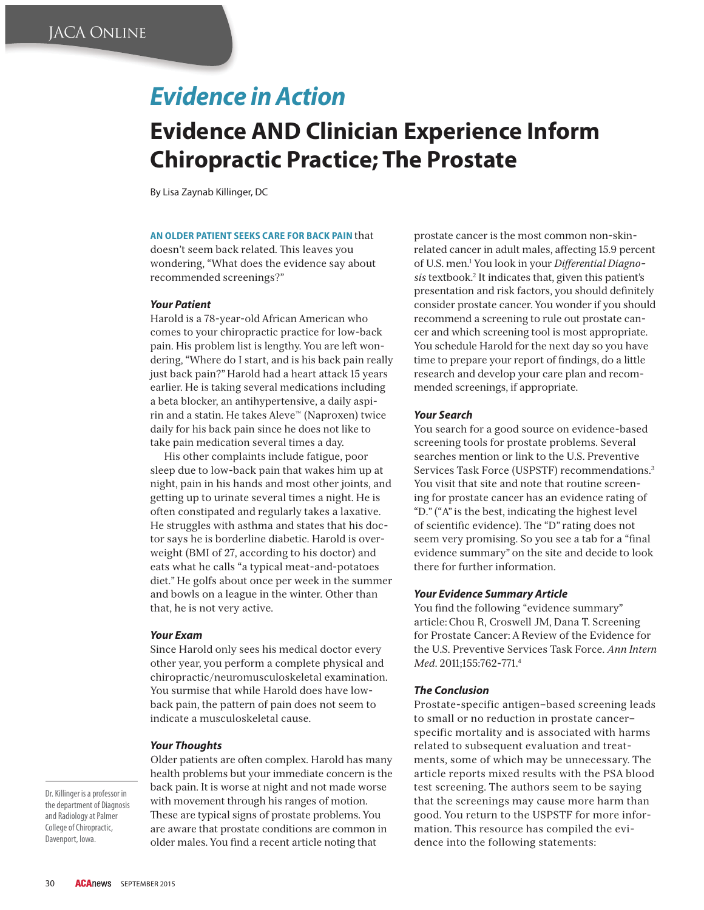# *Evidence in Action*

## Evidence AND Clinician Experience Inform Chiropractic Practice; The Prostate

By Lisa Zaynab Killinger, DC

**AN OLDER PATIENT SEEKS CARE FOR BACK PAIN** that doesn't seem back related. This leaves you wondering, "What does the evidence say about recommended screenings?"

### *Your Patient*

Harold is a 78-year-old African American who comes to your chiropractic practice for low-back pain. His problem list is lengthy. You are left wondering, "Where do I start, and is his back pain really just back pain?" Harold had a heart attack 15 years earlier. He is taking several medications including a beta blocker, an antihypertensive, a daily aspirin and a statin. He takes Aleve™ (Naproxen) twice daily for his back pain since he does not like to take pain medication several times a day.

His other complaints include fatigue, poor sleep due to low-back pain that wakes him up at night, pain in his hands and most other joints, and getting up to urinate several times a night. He is often constipated and regularly takes a laxative. He struggles with asthma and states that his doctor says he is borderline diabetic. Harold is overweight (BMI of 27, according to his doctor) and eats what he calls "a typical meat-and-potatoes diet." He golfs about once per week in the summer and bowls on a league in the winter. Other than that, he is not very active.

### *Your Exam*

Since Harold only sees his medical doctor every other year, you perform a complete physical and chiropractic/neuromusculoskeletal examination. You surmise that while Harold does have low-back pain, the pattern of pain does not seem to indicate a musculoskeletal cause.

### *Your Thoughts*

Older patients are often complex. Harold has many health problems but your immediate concern is the back pain. It is worse at night and not made worse with movement through his ranges of motion. These are typical signs of prostate problems. You are aware that prostate conditions are common in older males. You find a recent article noting that prostate cancer is the most common non-skin-related cancer in adult males, affecting 15.9 percent of U.S. men.[1] You look in your *Differential Diagnosis* textbook.[2] It indicates that, given this patient's presentation and risk factors, you should definitely consider prostate cancer. You wonder if you should recommend a screening to rule out prostate cancer and which screening tool is most appropriate. You schedule Harold for the next day so you have time to prepare your report of findings, do a little research and develop your care plan and recommended screenings, if appropriate.

### *Your Search*

You search for a good source on evidence-based screening tools for prostate problems. Several searches mention or link to the U.S. Preventive Services Task Force (USPSTF) recommendations.[3] You visit that site and note that routine screening for prostate cancer has an evidence rating of "D." ("A" is the best, indicating the highest level of scientific evidence). The "D" rating does not seem very promising. So you see a tab for a "final evidence summary" on the site and decide to look there for further information.

### *Your Evidence Summary Article*

You find the following "evidence summary" article: Chou R, Croswell JM, Dana T. Screening for Prostate Cancer: A Review of the Evidence for the U.S. Preventive Services Task Force. *Ann Intern Med*. 2011;155:762-771.[4]

### *The Conclusion*

Prostate-specific antigen–based screening leads to small or no reduction in prostate cancer–specific mortality and is associated with harms related to subsequent evaluation and treatments, some of which may be unnecessary. The article reports mixed results with the PSA blood test screening. The authors seem to be saying that the screenings may cause more harm than good. You return to the USPSTF for more information. This resource has compiled the evidence into the following statements:

Dr. Killinger is a professor in the department of Diagnosis and Radiology at Palmer College of Chiropractic, Davenport, Iowa.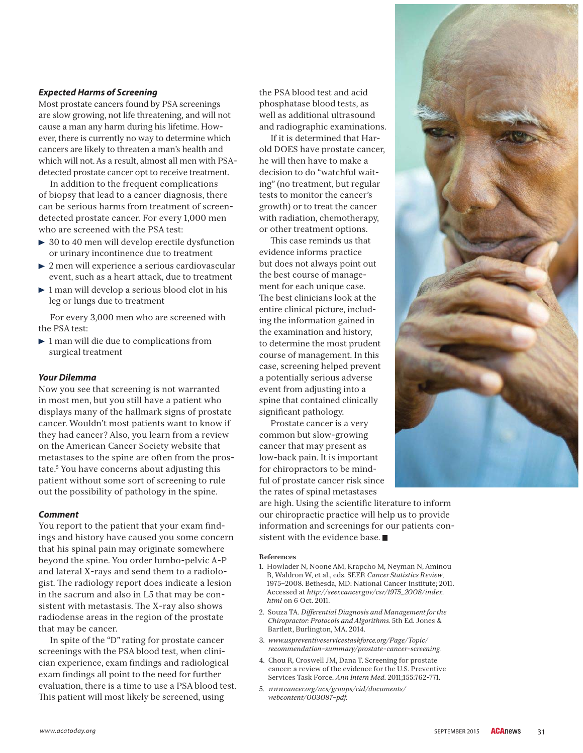### *Expected Harms of Screening*

Most prostate cancers found by PSA screenings are slow growing, not life threatening, and will not cause a man any harm during his lifetime. However, there is currently no way to determine which cancers are likely to threaten a man's health and which will not. As a result, almost all men with PSA-detected prostate cancer opt to receive treatment.

In addition to the frequent complications of biopsy that lead to a cancer diagnosis, there can be serious harms from treatment of screen-detected prostate cancer. For every 1,000 men who are screened with the PSA test:

- 30 to 40 men will develop erectile dysfunction or urinary incontinence due to treatment
- 2 men will experience a serious cardiovascular event, such as a heart attack, due to treatment
- 1 man will develop a serious blood clot in his leg or lungs due to treatment

For every 3,000 men who are screened with the PSA test:

- 1 man will die due to complications from surgical treatment

### *Your Dilemma*

Now you see that screening is not warranted in most men, but you still have a patient who displays many of the hallmark signs of prostate cancer. Wouldn't most patients want to know if they had cancer? Also, you learn from a review on the American Cancer Society website that metastases to the spine are often from the prostate.[5] You have concerns about adjusting this patient without some sort of screening to rule out the possibility of pathology in the spine.

### *Comment*

You report to the patient that your exam findings and history have caused you some concern that his spinal pain may originate somewhere beyond the spine. You order lumbo-pelvic A-P and lateral X-rays and send them to a radiologist. The radiology report does indicate a lesion in the sacrum and also in L5 that may be consistent with metastasis. The X-ray also shows radiodense areas in the region of the prostate that may be cancer.

In spite of the "D" rating for prostate cancer screenings with the PSA blood test, when clinician experience, exam findings and radiological exam findings all point to the need for further evaluation, there is a time to use a PSA blood test. This patient will most likely be screened, using the PSA blood test and acid phosphatase blood tests, as well as additional ultrasound and radiographic examinations.

If it is determined that Harold DOES have prostate cancer, he will then have to make a decision to do "watchful waiting" (no treatment, but regular tests to monitor the cancer's growth) or to treat the cancer with radiation, chemotherapy, or other treatment options.

This case reminds us that evidence informs practice but does not always point out the best course of management for each unique case. The best clinicians look at the entire clinical picture, including the information gained in the examination and history, to determine the most prudent course of management. In this case, screening helped prevent a potentially serious adverse event from adjusting into a spine that contained clinically significant pathology.

Prostate cancer is a very common but slow-growing cancer that may present as low-back pain. It is important for chiropractors to be mindful of prostate cancer risk since the rates of spinal metastases are high. Using the scientific literature to inform our chiropractic practice will help us to provide information and screenings for our patients consistent with the evidence base. ■

**References**

1. Howlader N, Noone AM, Krapcho M, Neyman N, Aminou R, Waldron W, et al., eds. SEER *Cancer Statistics Review*, 1975–2008. Bethesda, MD: National Cancer Institute; 2011. Accessed at *http://seer.cancer.gov/csr/1975_2008/index.html* on 6 Oct. 2011.
2. Souza TA. *Differential Diagnosis and Management for the Chiropractor: Protocols and Algorithms.* 5th Ed. Jones & Bartlett, Burlington, MA. 2014.
3. *www.uspreventiveservicestaskforce.org/Page/Topic/recommendation-summary/prostate-cancer-screening.*
4. Chou R, Croswell JM, Dana T. Screening for prostate cancer: a review of the evidence for the U.S. Preventive Services Task Force. *Ann Intern Med.* 2011;155:762-771.
5. *www.cancer.org/acs/groups/cid/documents/webcontent/003087-pdf.*